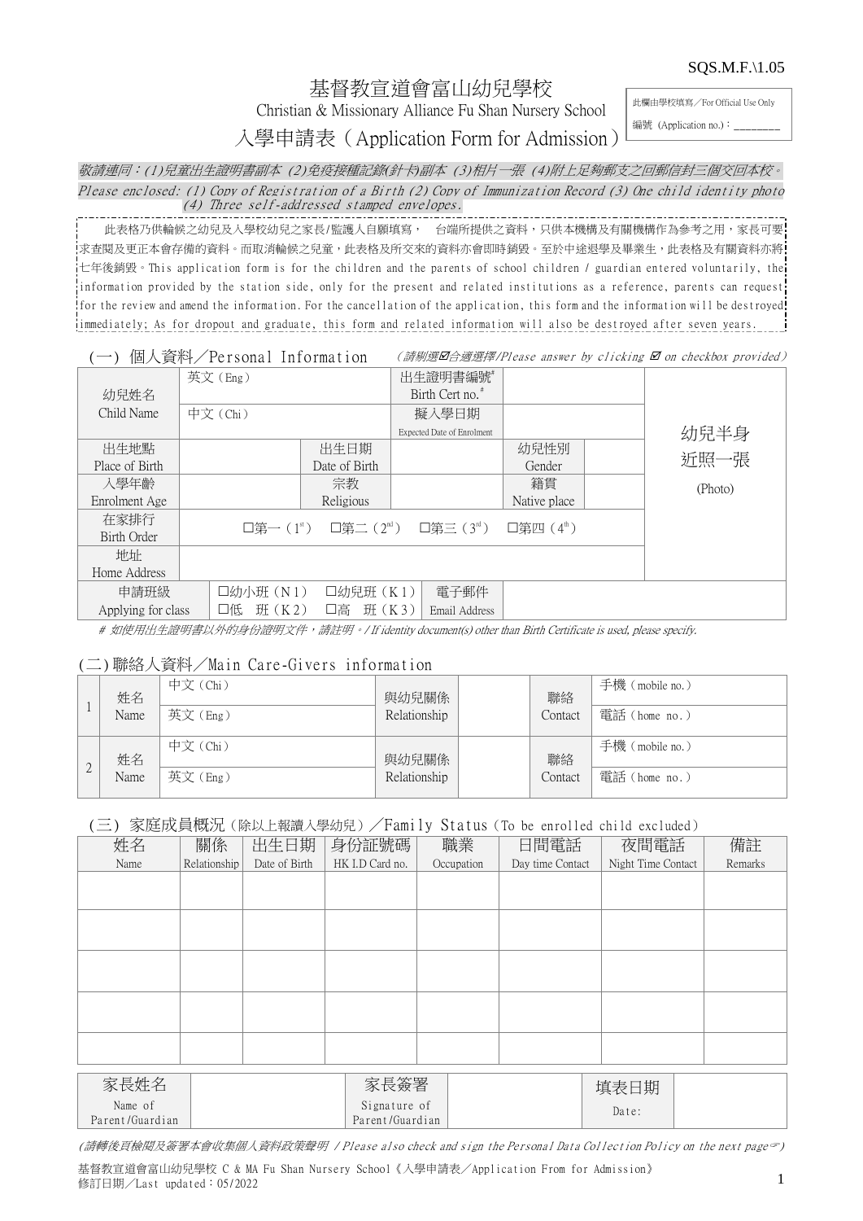SQS.M.F.\1.05

# 基督教宣道會富山幼兒學校

Christian & Missionary Alliance Fu Shan Nursery School

## 入學申請表（Application Form for Admission）

| 此欄由學校填寫／For Official Use Only |
|---|
| 編號 (Application no.)：________ |

*敬請連同：(1)兒童出生證明書副本 (2)免疫接種記錄(針卡)副本 (3)相片一張 (4)附上足夠郵支之回郵信封三個交回本校。*

*Please enclosed: (1) Copy of Registration of a Birth (2) Copy of Immunization Record (3) One child identity photo (4) Three self-addressed stamped envelopes.*

此表格乃供輪候之幼兒及入學校幼兒之家長/監護人自願填寫， 台端所提供之資料，只供本機構及有關機構作為參考之用，家長可要求查閱及更正本會存備的資料。而取消輪候之兒童，此表格及所交來的資料亦會即時銷毀。至於中途退學及畢業生，此表格及有關資料亦將七年後銷毀。This application form is for the children and the parents of school children / guardian entered voluntarily, the information provided by the station side, only for the present and related institutions as a reference, parents can request for the review and amend the information. For the cancellation of the application, this form and the information will be destroyed immediately; As for dropout and graduate, this form and related information will also be destroyed after seven years.

### (一) 個人資料／Personal Information

*（請剔選☑合適選擇/Please answer by clicking ☑ on checkbox provided）*

| 幼兒姓名 Child Name | 英文（Eng） | | 出生證明書編號# Birth Cert no.# | | | 幼兒半身近照一張 (Photo) |
|---|---|---|---|---|---|---|
| | 中文（Chi） | | 擬入學日期 Expected Date of Enrolment | | | |
| 出生地點 Place of Birth | | 出生日期 Date of Birth | | 幼兒性別 Gender | | |
| 入學年齡 Enrolment Age | | 宗教 Religious | | 籍貫 Native place | | |
| 在家排行 Birth Order | □第一（1st） □第二（2nd） □第三（3rd） □第四（4th） | | | | | |
| 地址 Home Address | | | | | | |
| 申請班級 Applying for class | □幼小班（N1） □低 班（K2） | □幼兒班（K1） □高 班（K3） | 電子郵件 Email Address | | | |

*# 如使用出生證明書以外的身份證明文件，請註明。/ If identity document(s) other than Birth Certificate is used, please specify.*

### (二) 聯絡人資料／Main Care-Givers information

| | 姓名 Name | | 與幼兒關係 Relationship | | 聯絡 Contact | |
|---|---|---|---|---|---|---|
| 1 | | 中文（Chi） | | | | 手機（mobile no.） |
| | | 英文（Eng） | | | | 電話（home no.） |
| 2 | | 中文（Chi） | | | | 手機（mobile no.） |
| | | 英文（Eng） | | | | 電話（home no.） |

### (三) 家庭成員概況（除以上報讀入學幼兒）／Family Status（To be enrolled child excluded）

| 姓名 Name | 關係 Relationship | 出生日期 Date of Birth | 身份証號碼 HK I.D Card no. | 職業 Occupation | 日間電話 Day time Contact | 夜間電話 Night Time Contact | 備註 Remarks |
|---|---|---|---|---|---|---|---|
| | | | | | | | |
| | | | | | | | |
| | | | | | | | |
| | | | | | | | |
| | | | | | | | |

| 家長姓名 Name of Parent/Guardian | | 家長簽署 Signature of Parent/Guardian | | 填表日期 Date: | |
|---|---|---|---|---|---|

*(請轉後頁檢閱及簽署本會收集個人資料政策聲明 / Please also check and sign the Personal Data Collection Policy on the next page☞)*

基督教宣道會富山幼兒學校 C & MA Fu Shan Nursery School《入學申請表／Application From for Admission》
修訂日期／Last updated：05/2022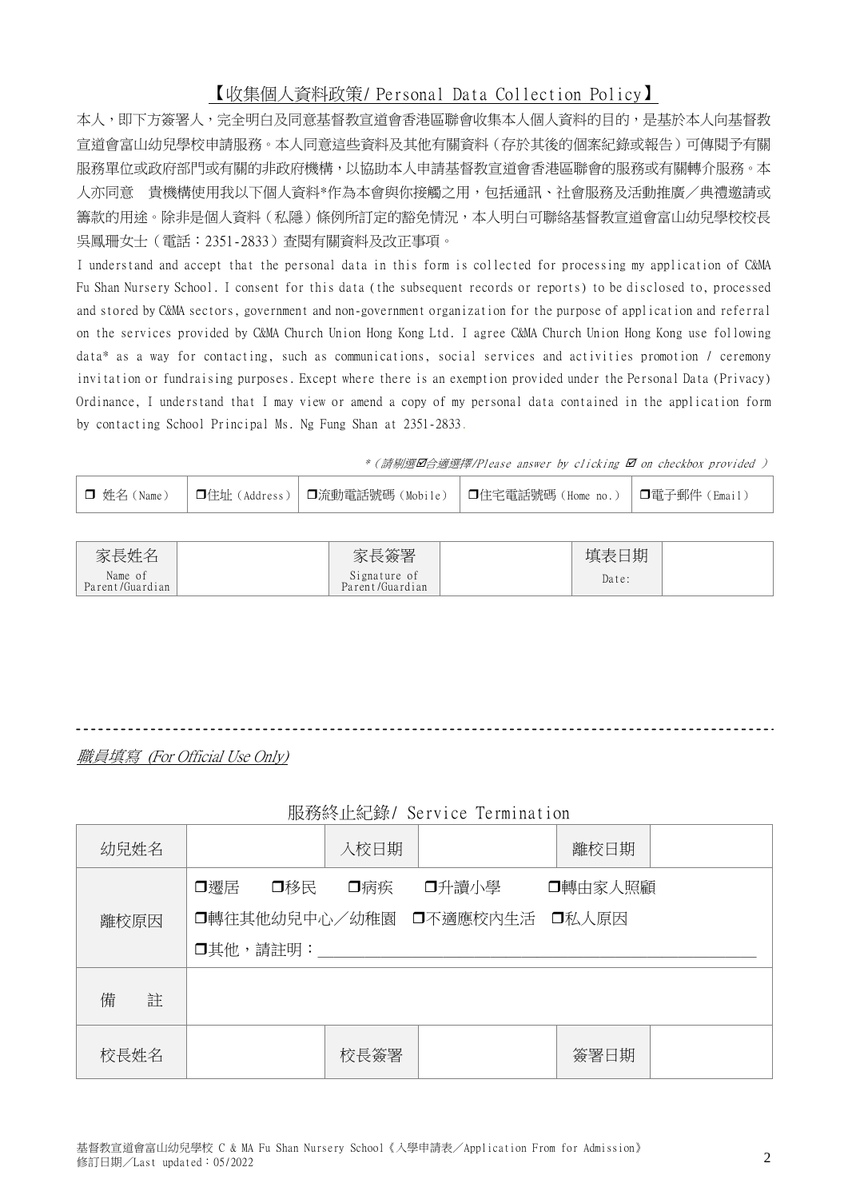## 【收集個人資料政策/ Personal Data Collection Policy】

本人，即下方簽署人，完全明白及同意基督教宣道會香港區聯會收集本人個人資料的目的，是基於本人向基督教宣道會富山幼兒學校申請服務。本人同意這些資料及其他有關資料（存於其後的個案紀錄或報告）可傳閱予有關服務單位或政府部門或有關的非政府機構，以協助本人申請基督教宣道會香港區聯會的服務或有關轉介服務。本人亦同意　貴機構使用我以下個人資料*作為本會與你接觸之用，包括通訊、社會服務及活動推廣／典禮邀請或籌款的用途。除非是個人資料（私隱）條例所訂定的豁免情況，本人明白可聯絡基督教宣道會富山幼兒學校校長吳鳳珊女士（電話：2351-2833）查閱有關資料及改正事項。

I understand and accept that the personal data in this form is collected for processing my application of C&MA Fu Shan Nursery School. I consent for this data (the subsequent records or reports) to be disclosed to, processed and stored by C&MA sectors, government and non-government organization for the purpose of application and referral on the services provided by C&MA Church Union Hong Kong Ltd. I agree C&MA Church Union Hong Kong use following data* as a way for contacting, such as communications, social services and activities promotion / ceremony invitation or fundraising purposes. Except where there is an exemption provided under the Personal Data (Privacy) Ordinance, I understand that I may view or amend a copy of my personal data contained in the application form by contacting School Principal Ms. Ng Fung Shan at 2351-2833.

*（請剔選☑合適選擇/Please answer by clicking ☑ on checkbox provided ）

| | | | | |
|---|---|---|---|---|
| ❐ 姓名（Name） | ❐住址（Address） | ❐流動電話號碼（Mobile） | ❐住宅電話號碼（Home no.） | ❐電子郵件（Email） |

| | | | | | |
|---|---|---|---|---|---|
| 家長姓名 Name of Parent/Guardian | | 家長簽署 Signature of Parent/Guardian | | 填表日期 Date: | |

---

*職員填寫 (For Official Use Only)*

### 服務終止紀錄/ Service Termination

| | | | | | |
|---|---|---|---|---|---|
| 幼兒姓名 | | 入校日期 | | 離校日期 | |
| 離校原因 | ❐遷居　❐移民　❐病疾　❐升讀小學　❐轉由家人照顧<br>❐轉往其他幼兒中心／幼稚園　❐不適應校內生活　❐私人原因<br>❐其他，請註明：________________ | | | | |
| 備　　註 | | | | | |
| 校長姓名 | | 校長簽署 | | 簽署日期 | |

基督教宣道會富山幼兒學校 C & MA Fu Shan Nursery School《入學申請表／Application From for Admission》
修訂日期／Last updated：05/2022